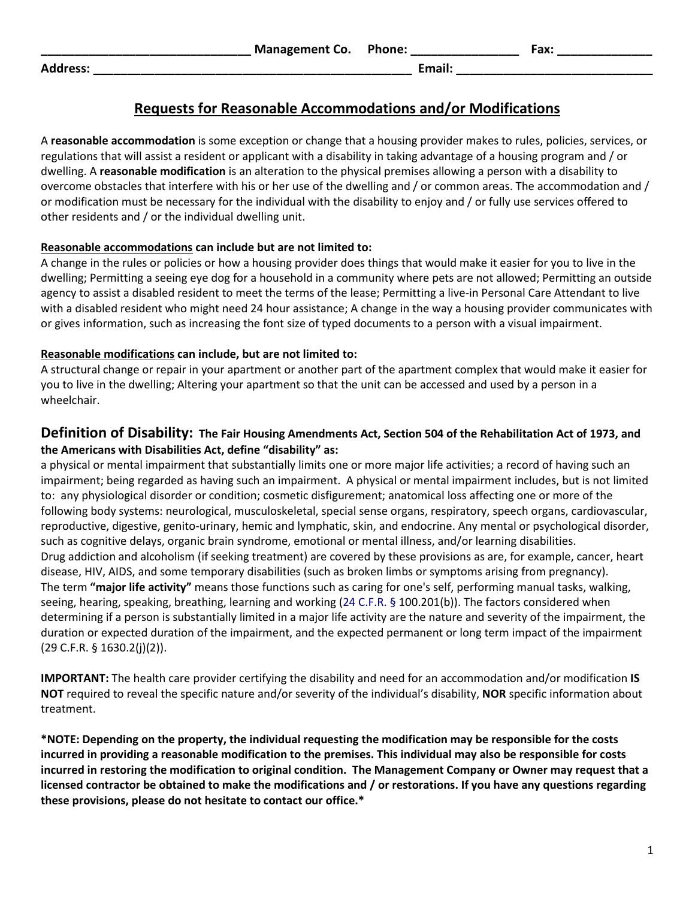_______________________________ Management Co. Phone: ________________ Fax: ______________

Address: ______________________________________________ Email: _____________________________

## Requests for Reasonable Accommodations and/or Modifications

A **reasonable accommodation** is some exception or change that a housing provider makes to rules, policies, services, or regulations that will assist a resident or applicant with a disability in taking advantage of a housing program and / or dwelling. A **reasonable modification** is an alteration to the physical premises allowing a person with a disability to overcome obstacles that interfere with his or her use of the dwelling and / or common areas. The accommodation and / or modification must be necessary for the individual with the disability to enjoy and / or fully use services offered to other residents and / or the individual dwelling unit.

**Reasonable accommodations can include but are not limited to:**
A change in the rules or policies or how a housing provider does things that would make it easier for you to live in the dwelling; Permitting a seeing eye dog for a household in a community where pets are not allowed; Permitting an outside agency to assist a disabled resident to meet the terms of the lease; Permitting a live-in Personal Care Attendant to live with a disabled resident who might need 24 hour assistance; A change in the way a housing provider communicates with or gives information, such as increasing the font size of typed documents to a person with a visual impairment.

**Reasonable modifications can include, but are not limited to:**
A structural change or repair in your apartment or another part of the apartment complex that would make it easier for you to live in the dwelling; Altering your apartment so that the unit can be accessed and used by a person in a wheelchair.

### Definition of Disability: The Fair Housing Amendments Act, Section 504 of the Rehabilitation Act of 1973, and the Americans with Disabilities Act, define "disability" as:

a physical or mental impairment that substantially limits one or more major life activities; a record of having such an impairment; being regarded as having such an impairment. A physical or mental impairment includes, but is not limited to: any physiological disorder or condition; cosmetic disfigurement; anatomical loss affecting one or more of the following body systems: neurological, musculoskeletal, special sense organs, respiratory, speech organs, cardiovascular, reproductive, digestive, genito-urinary, hemic and lymphatic, skin, and endocrine. Any mental or psychological disorder, such as cognitive delays, organic brain syndrome, emotional or mental illness, and/or learning disabilities.
Drug addiction and alcoholism (if seeking treatment) are covered by these provisions as are, for example, cancer, heart disease, HIV, AIDS, and some temporary disabilities (such as broken limbs or symptoms arising from pregnancy).
The term **"major life activity"** means those functions such as caring for one's self, performing manual tasks, walking, seeing, hearing, speaking, breathing, learning and working (24 C.F.R. § 100.201(b)). The factors considered when determining if a person is substantially limited in a major life activity are the nature and severity of the impairment, the duration or expected duration of the impairment, and the expected permanent or long term impact of the impairment (29 C.F.R. § 1630.2(j)(2)).

**IMPORTANT:** The health care provider certifying the disability and need for an accommodation and/or modification **IS NOT** required to reveal the specific nature and/or severity of the individual's disability, **NOR** specific information about treatment.

***NOTE: Depending on the property, the individual requesting the modification may be responsible for the costs incurred in providing a reasonable modification to the premises. This individual may also be responsible for costs incurred in restoring the modification to original condition. The Management Company or Owner may request that a licensed contractor be obtained to make the modifications and / or restorations. If you have any questions regarding these provisions, please do not hesitate to contact our office.***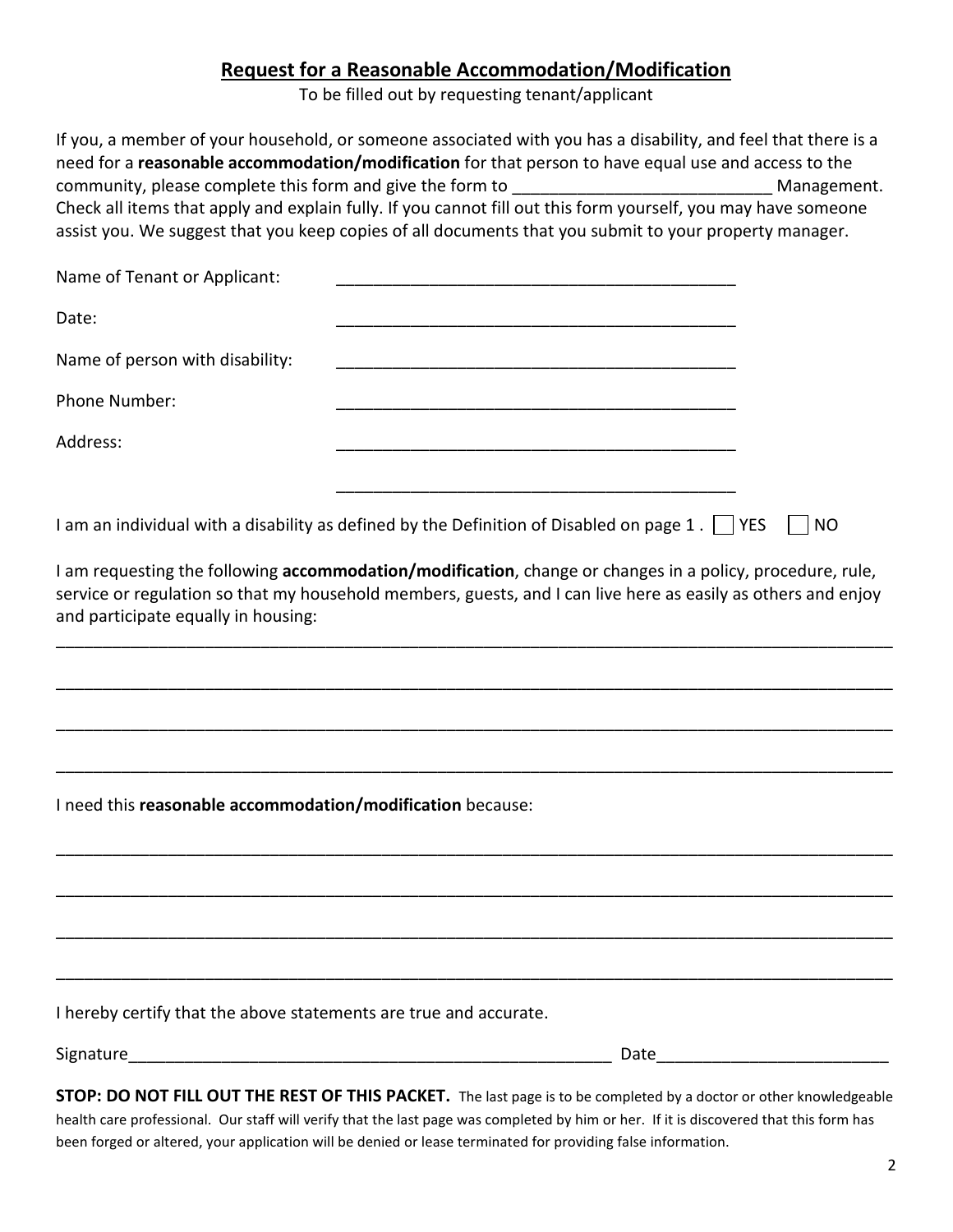## Request for a Reasonable Accommodation/Modification

To be filled out by requesting tenant/applicant

If you, a member of your household, or someone associated with you has a disability, and feel that there is a need for a **reasonable accommodation/modification** for that person to have equal use and access to the community, please complete this form and give the form to ___________________________ Management. Check all items that apply and explain fully. If you cannot fill out this form yourself, you may have someone assist you. We suggest that you keep copies of all documents that you submit to your property manager.

Name of Tenant or Applicant: ____________________________________________

Date: ____________________________________________

Name of person with disability: ____________________________________________

Phone Number: ____________________________________________

Address: ____________________________________________

____________________________________________

I am an individual with a disability as defined by the Definition of Disabled on page 1 . ☐ YES ☐ NO

I am requesting the following **accommodation/modification**, change or changes in a policy, procedure, rule, service or regulation so that my household members, guests, and I can live here as easily as others and enjoy and participate equally in housing:

______________________________________________________________________________________

______________________________________________________________________________________

______________________________________________________________________________________

______________________________________________________________________________________

I need this **reasonable accommodation/modification** because:

______________________________________________________________________________________

______________________________________________________________________________________

______________________________________________________________________________________

______________________________________________________________________________________

I hereby certify that the above statements are true and accurate.

Signature______________________________________________________ Date_________________________

**STOP: DO NOT FILL OUT THE REST OF THIS PACKET.** The last page is to be completed by a doctor or other knowledgeable health care professional. Our staff will verify that the last page was completed by him or her. If it is discovered that this form has been forged or altered, your application will be denied or lease terminated for providing false information.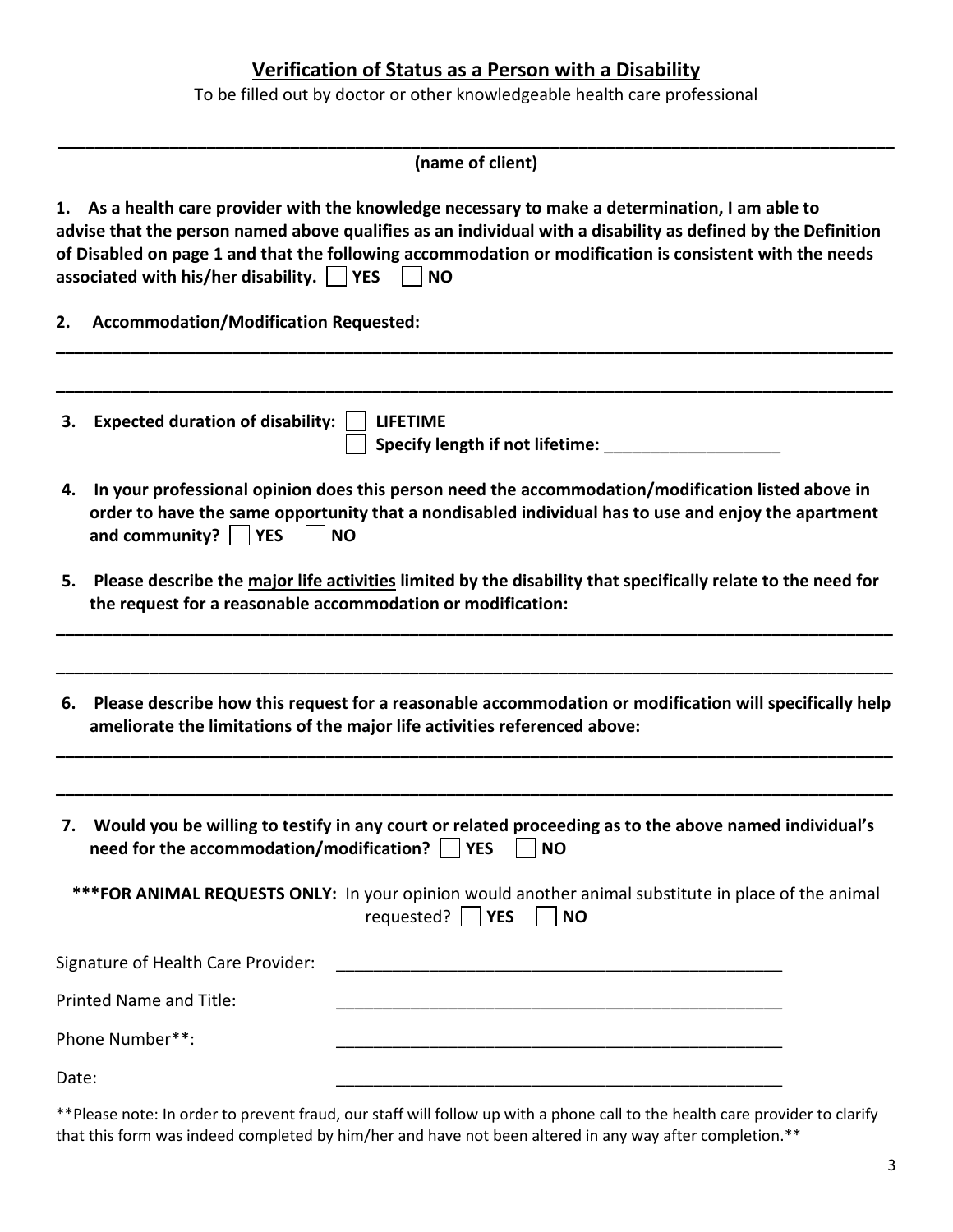## Verification of Status as a Person with a Disability

To be filled out by doctor or other knowledgeable health care professional

\_\_\_\_\_\_\_\_\_\_\_\_\_\_\_\_\_\_\_\_\_\_\_\_\_\_\_\_\_\_\_\_\_\_\_\_\_\_\_\_\_\_\_\_\_\_\_\_\_\_\_\_\_\_

**(name of client)**

**1. As a health care provider with the knowledge necessary to make a determination, I am able to advise that the person named above qualifies as an individual with a disability as defined by the Definition of Disabled on page 1 and that the following accommodation or modification is consistent with the needs associated with his/her disability.** ☐ **YES** ☐ **NO**

**2. Accommodation/Modification Requested:**

\_\_\_\_\_\_\_\_\_\_\_\_\_\_\_\_\_\_\_\_\_\_\_\_\_\_\_\_\_\_\_\_\_\_\_\_\_\_\_\_\_\_\_\_\_\_\_\_\_\_\_\_\_\_

\_\_\_\_\_\_\_\_\_\_\_\_\_\_\_\_\_\_\_\_\_\_\_\_\_\_\_\_\_\_\_\_\_\_\_\_\_\_\_\_\_\_\_\_\_\_\_\_\_\_\_\_\_\_

**3. Expected duration of disability:** ☐ **LIFETIME**
☐ **Specify length if not lifetime:** \_\_\_\_\_\_\_\_\_\_\_\_\_\_\_\_\_\_\_

**4. In your professional opinion does this person need the accommodation/modification listed above in order to have the same opportunity that a nondisabled individual has to use and enjoy the apartment and community?** ☐ **YES** ☐ **NO**

**5. Please describe the <u>major life activities</u> limited by the disability that specifically relate to the need for the request for a reasonable accommodation or modification:**

\_\_\_\_\_\_\_\_\_\_\_\_\_\_\_\_\_\_\_\_\_\_\_\_\_\_\_\_\_\_\_\_\_\_\_\_\_\_\_\_\_\_\_\_\_\_\_\_\_\_\_\_\_\_

\_\_\_\_\_\_\_\_\_\_\_\_\_\_\_\_\_\_\_\_\_\_\_\_\_\_\_\_\_\_\_\_\_\_\_\_\_\_\_\_\_\_\_\_\_\_\_\_\_\_\_\_\_\_

**6. Please describe how this request for a reasonable accommodation or modification will specifically help ameliorate the limitations of the major life activities referenced above:**

\_\_\_\_\_\_\_\_\_\_\_\_\_\_\_\_\_\_\_\_\_\_\_\_\_\_\_\_\_\_\_\_\_\_\_\_\_\_\_\_\_\_\_\_\_\_\_\_\_\_\_\_\_\_

\_\_\_\_\_\_\_\_\_\_\_\_\_\_\_\_\_\_\_\_\_\_\_\_\_\_\_\_\_\_\_\_\_\_\_\_\_\_\_\_\_\_\_\_\_\_\_\_\_\_\_\_\_\_

**7. Would you be willing to testify in any court or related proceeding as to the above named individual's need for the accommodation/modification?** ☐ **YES** ☐ **NO**

**\*\*\*FOR ANIMAL REQUESTS ONLY:** In your opinion would another animal substitute in place of the animal requested? ☐ **YES** ☐ **NO**

Signature of Health Care Provider: \_\_\_\_\_\_\_\_\_\_\_\_\_\_\_\_\_\_\_\_\_\_\_\_\_\_\_\_\_\_\_\_\_\_\_\_\_\_\_\_

Printed Name and Title: \_\_\_\_\_\_\_\_\_\_\_\_\_\_\_\_\_\_\_\_\_\_\_\_\_\_\_\_\_\_\_\_\_\_\_\_\_\_\_\_

Phone Number\*\*: \_\_\_\_\_\_\_\_\_\_\_\_\_\_\_\_\_\_\_\_\_\_\_\_\_\_\_\_\_\_\_\_\_\_\_\_\_\_\_\_

Date: \_\_\_\_\_\_\_\_\_\_\_\_\_\_\_\_\_\_\_\_\_\_\_\_\_\_\_\_\_\_\_\_\_\_\_\_\_\_\_\_

\*\*Please note: In order to prevent fraud, our staff will follow up with a phone call to the health care provider to clarify that this form was indeed completed by him/her and have not been altered in any way after completion.\*\*